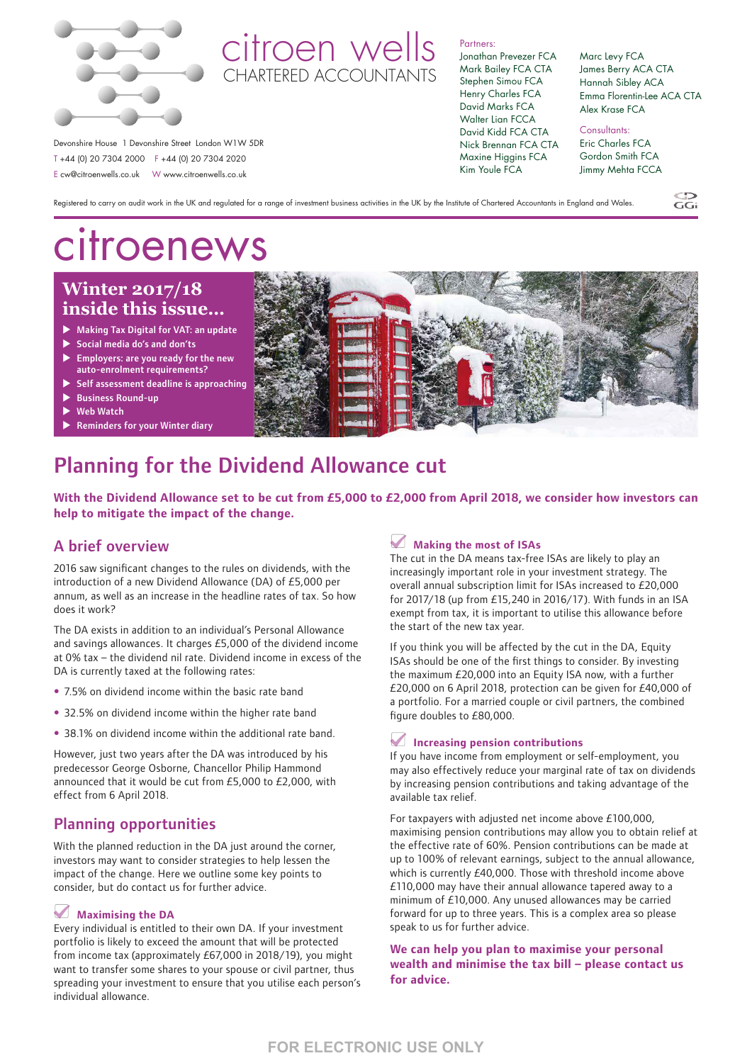# citroen wells

CHARTERED ACCOUNTANTS

Devonshire House 1 Devonshire Street London W1W 5DR

T +44 (0) 20 7304 2000 F +44 (0) 20 7304 2020

E cw@citroenwells.co.uk W www.citroenwells.co.uk

Partners:
Jonathan Prevezer FCA
Mark Bailey FCA CTA
Stephen Simou FCA
Henry Charles FCA
David Marks FCA
Walter Lian FCCA
David Kidd FCA CTA
Nick Brennan FCA CTA
Maxine Higgins FCA
Kim Youle FCA
Marc Levy FCA
James Berry ACA CTA
Hannah Sibley ACA
Emma Florentin-Lee ACA CTA
Alex Krase FCA

Consultants:
Eric Charles FCA
Gordon Smith FCA
Jimmy Mehta FCCA

Registered to carry on audit work in the UK and regulated for a range of investment business activities in the UK by the Institute of Chartered Accountants in England and Wales.

# citroenews

## Winter 2017/18 inside this issue...

- Making Tax Digital for VAT: an update
- Social media do's and don'ts
- Employers: are you ready for the new auto-enrolment requirements?
- Self assessment deadline is approaching
- Business Round-up
- Web Watch
- Reminders for your Winter diary

# Planning for the Dividend Allowance cut

**With the Dividend Allowance set to be cut from £5,000 to £2,000 from April 2018, we consider how investors can help to mitigate the impact of the change.**

## A brief overview

2016 saw significant changes to the rules on dividends, with the introduction of a new Dividend Allowance (DA) of £5,000 per annum, as well as an increase in the headline rates of tax. So how does it work?

The DA exists in addition to an individual's Personal Allowance and savings allowances. It charges £5,000 of the dividend income at 0% tax – the dividend nil rate. Dividend income in excess of the DA is currently taxed at the following rates:

- 7.5% on dividend income within the basic rate band
- 32.5% on dividend income within the higher rate band
- 38.1% on dividend income within the additional rate band.

However, just two years after the DA was introduced by his predecessor George Osborne, Chancellor Philip Hammond announced that it would be cut from £5,000 to £2,000, with effect from 6 April 2018.

## Planning opportunities

With the planned reduction in the DA just around the corner, investors may want to consider strategies to help lessen the impact of the change. Here we outline some key points to consider, but do contact us for further advice.

### Maximising the DA

Every individual is entitled to their own DA. If your investment portfolio is likely to exceed the amount that will be protected from income tax (approximately £67,000 in 2018/19), you might want to transfer some shares to your spouse or civil partner, thus spreading your investment to ensure that you utilise each person's individual allowance.

### Making the most of ISAs

The cut in the DA means tax-free ISAs are likely to play an increasingly important role in your investment strategy. The overall annual subscription limit for ISAs increased to £20,000 for 2017/18 (up from £15,240 in 2016/17). With funds in an ISA exempt from tax, it is important to utilise this allowance before the start of the new tax year.

If you think you will be affected by the cut in the DA, Equity ISAs should be one of the first things to consider. By investing the maximum £20,000 into an Equity ISA now, with a further £20,000 on 6 April 2018, protection can be given for £40,000 of a portfolio. For a married couple or civil partners, the combined figure doubles to £80,000.

### Increasing pension contributions

If you have income from employment or self-employment, you may also effectively reduce your marginal rate of tax on dividends by increasing pension contributions and taking advantage of the available tax relief.

For taxpayers with adjusted net income above £100,000, maximising pension contributions may allow you to obtain relief at the effective rate of 60%. Pension contributions can be made at up to 100% of relevant earnings, subject to the annual allowance, which is currently £40,000. Those with threshold income above £110,000 may have their annual allowance tapered away to a minimum of £10,000. Any unused allowances may be carried forward for up to three years. This is a complex area so please speak to us for further advice.

**We can help you plan to maximise your personal wealth and minimise the tax bill – please contact us for advice.**

FOR ELECTRONIC USE ONLY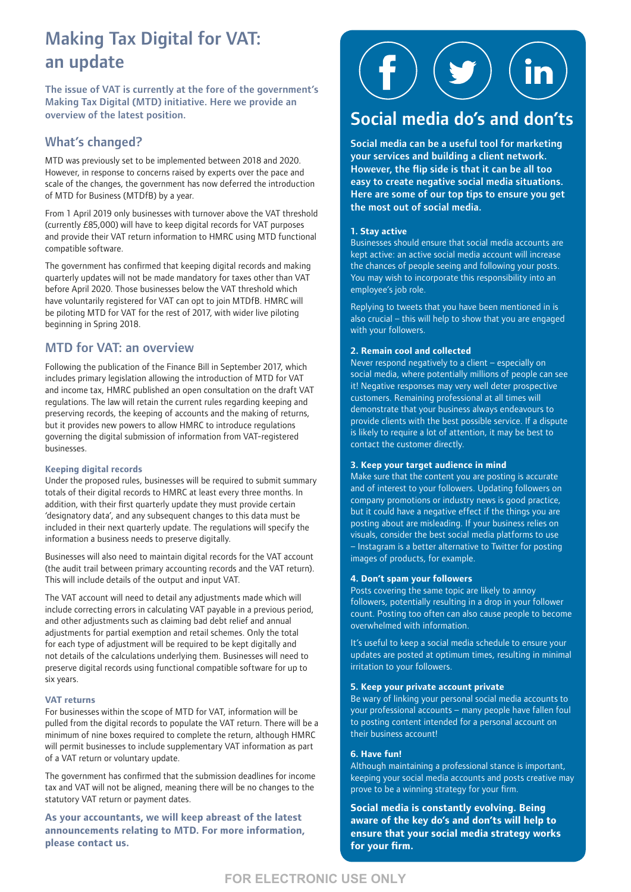# Making Tax Digital for VAT: an update

**The issue of VAT is currently at the fore of the government's Making Tax Digital (MTD) initiative. Here we provide an overview of the latest position.**

## What's changed?

MTD was previously set to be implemented between 2018 and 2020. However, in response to concerns raised by experts over the pace and scale of the changes, the government has now deferred the introduction of MTD for Business (MTDfB) by a year.

From 1 April 2019 only businesses with turnover above the VAT threshold (currently £85,000) will have to keep digital records for VAT purposes and provide their VAT return information to HMRC using MTD functional compatible software.

The government has confirmed that keeping digital records and making quarterly updates will not be made mandatory for taxes other than VAT before April 2020. Those businesses below the VAT threshold which have voluntarily registered for VAT can opt to join MTDfB. HMRC will be piloting MTD for VAT for the rest of 2017, with wider live piloting beginning in Spring 2018.

## MTD for VAT: an overview

Following the publication of the Finance Bill in September 2017, which includes primary legislation allowing the introduction of MTD for VAT and income tax, HMRC published an open consultation on the draft VAT regulations. The law will retain the current rules regarding keeping and preserving records, the keeping of accounts and the making of returns, but it provides new powers to allow HMRC to introduce regulations governing the digital submission of information from VAT-registered businesses.

### Keeping digital records

Under the proposed rules, businesses will be required to submit summary totals of their digital records to HMRC at least every three months. In addition, with their first quarterly update they must provide certain 'designatory data', and any subsequent changes to this data must be included in their next quarterly update. The regulations will specify the information a business needs to preserve digitally.

Businesses will also need to maintain digital records for the VAT account (the audit trail between primary accounting records and the VAT return). This will include details of the output and input VAT.

The VAT account will need to detail any adjustments made which will include correcting errors in calculating VAT payable in a previous period, and other adjustments such as claiming bad debt relief and annual adjustments for partial exemption and retail schemes. Only the total for each type of adjustment will be required to be kept digitally and not details of the calculations underlying them. Businesses will need to preserve digital records using functional compatible software for up to six years.

### VAT returns

For businesses within the scope of MTD for VAT, information will be pulled from the digital records to populate the VAT return. There will be a minimum of nine boxes required to complete the return, although HMRC will permit businesses to include supplementary VAT information as part of a VAT return or voluntary update.

The government has confirmed that the submission deadlines for income tax and VAT will not be aligned, meaning there will be no changes to the statutory VAT return or payment dates.

**As your accountants, we will keep abreast of the latest announcements relating to MTD. For more information, please contact us.**

# Social media do's and don'ts

**Social media can be a useful tool for marketing your services and building a client network. However, the flip side is that it can be all too easy to create negative social media situations. Here are some of our top tips to ensure you get the most out of social media.**

### 1. Stay active

Businesses should ensure that social media accounts are kept active: an active social media account will increase the chances of people seeing and following your posts. You may wish to incorporate this responsibility into an employee's job role.

Replying to tweets that you have been mentioned in is also crucial – this will help to show that you are engaged with your followers.

### 2. Remain cool and collected

Never respond negatively to a client – especially on social media, where potentially millions of people can see it! Negative responses may very well deter prospective customers. Remaining professional at all times will demonstrate that your business always endeavours to provide clients with the best possible service. If a dispute is likely to require a lot of attention, it may be best to contact the customer directly.

### 3. Keep your target audience in mind

Make sure that the content you are posting is accurate and of interest to your followers. Updating followers on company promotions or industry news is good practice, but it could have a negative effect if the things you are posting about are misleading. If your business relies on visuals, consider the best social media platforms to use – Instagram is a better alternative to Twitter for posting images of products, for example.

### 4. Don't spam your followers

Posts covering the same topic are likely to annoy followers, potentially resulting in a drop in your follower count. Posting too often can also cause people to become overwhelmed with information.

It's useful to keep a social media schedule to ensure your updates are posted at optimum times, resulting in minimal irritation to your followers.

### 5. Keep your private account private

Be wary of linking your personal social media accounts to your professional accounts – many people have fallen foul to posting content intended for a personal account on their business account!

### 6. Have fun!

Although maintaining a professional stance is important, keeping your social media accounts and posts creative may prove to be a winning strategy for your firm.

**Social media is constantly evolving. Being aware of the key do's and don'ts will help to ensure that your social media strategy works for your firm.**

FOR ELECTRONIC USE ONLY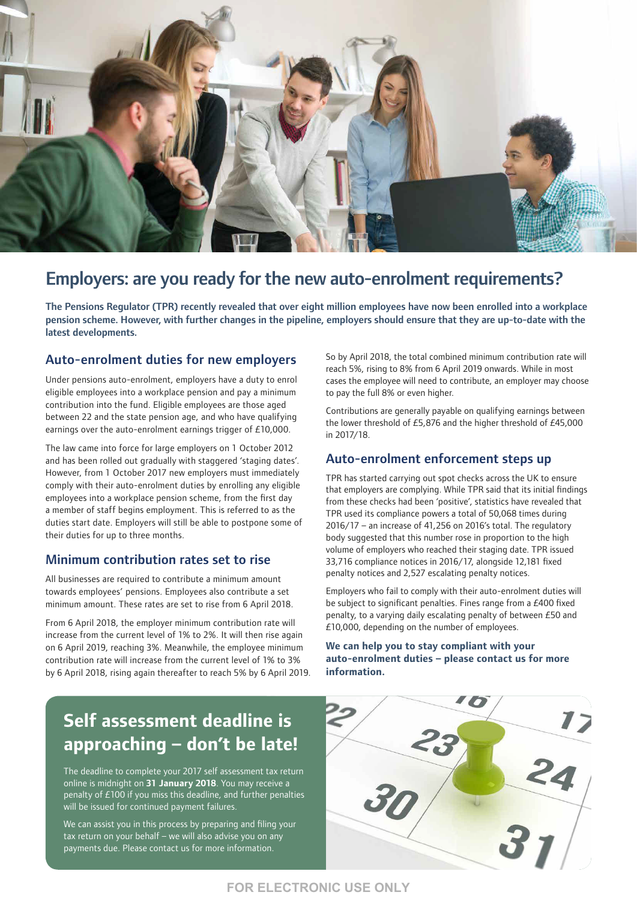# Employers: are you ready for the new auto-enrolment requirements?

**The Pensions Regulator (TPR) recently revealed that over eight million employees have now been enrolled into a workplace pension scheme. However, with further changes in the pipeline, employers should ensure that they are up-to-date with the latest developments.**

## Auto-enrolment duties for new employers

Under pensions auto-enrolment, employers have a duty to enrol eligible employees into a workplace pension and pay a minimum contribution into the fund. Eligible employees are those aged between 22 and the state pension age, and who have qualifying earnings over the auto-enrolment earnings trigger of £10,000.

The law came into force for large employers on 1 October 2012 and has been rolled out gradually with staggered 'staging dates'. However, from 1 October 2017 new employers must immediately comply with their auto-enrolment duties by enrolling any eligible employees into a workplace pension scheme, from the first day a member of staff begins employment. This is referred to as the duties start date. Employers will still be able to postpone some of their duties for up to three months.

## Minimum contribution rates set to rise

All businesses are required to contribute a minimum amount towards employees' pensions. Employees also contribute a set minimum amount. These rates are set to rise from 6 April 2018.

From 6 April 2018, the employer minimum contribution rate will increase from the current level of 1% to 2%. It will then rise again on 6 April 2019, reaching 3%. Meanwhile, the employee minimum contribution rate will increase from the current level of 1% to 3% by 6 April 2018, rising again thereafter to reach 5% by 6 April 2019.

So by April 2018, the total combined minimum contribution rate will reach 5%, rising to 8% from 6 April 2019 onwards. While in most cases the employee will need to contribute, an employer may choose to pay the full 8% or even higher.

Contributions are generally payable on qualifying earnings between the lower threshold of £5,876 and the higher threshold of £45,000 in 2017/18.

## Auto-enrolment enforcement steps up

TPR has started carrying out spot checks across the UK to ensure that employers are complying. While TPR said that its initial findings from these checks had been 'positive', statistics have revealed that TPR used its compliance powers a total of 50,068 times during 2016/17 – an increase of 41,256 on 2016's total. The regulatory body suggested that this number rose in proportion to the high volume of employers who reached their staging date. TPR issued 33,716 compliance notices in 2016/17, alongside 12,181 fixed penalty notices and 2,527 escalating penalty notices.

Employers who fail to comply with their auto-enrolment duties will be subject to significant penalties. Fines range from a £400 fixed penalty, to a varying daily escalating penalty of between £50 and £10,000, depending on the number of employees.

**We can help you to stay compliant with your auto-enrolment duties – please contact us for more information.**

# Self assessment deadline is approaching – don't be late!

The deadline to complete your 2017 self assessment tax return online is midnight on **31 January 2018**. You may receive a penalty of £100 if you miss this deadline, and further penalties will be issued for continued payment failures.

We can assist you in this process by preparing and filing your tax return on your behalf – we will also advise you on any payments due. Please contact us for more information.

FOR ELECTRONIC USE ONLY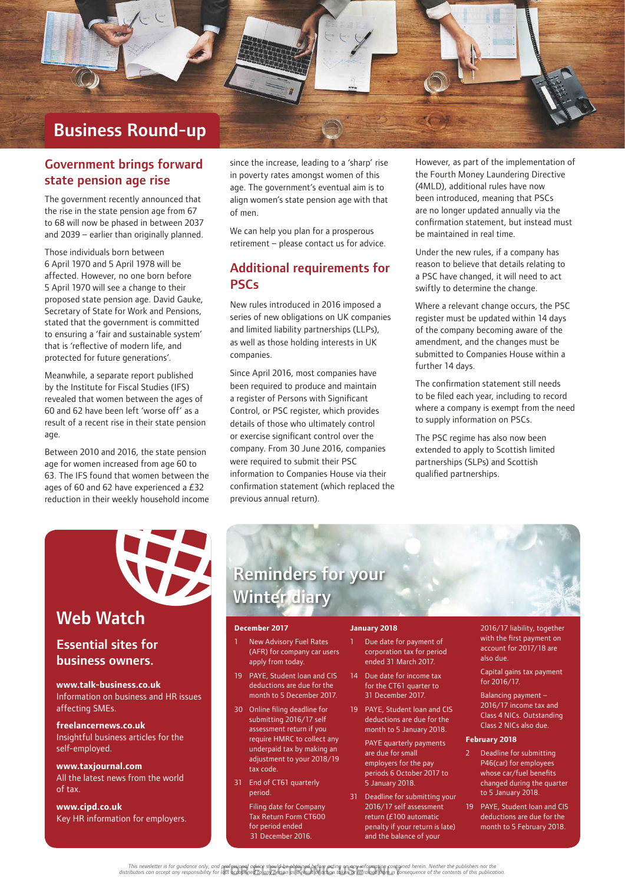# Business Round-up

## Government brings forward state pension age rise

The government recently announced that the rise in the state pension age from 67 to 68 will now be phased in between 2037 and 2039 – earlier than originally planned.

Those individuals born between 6 April 1970 and 5 April 1978 will be affected. However, no one born before 5 April 1970 will see a change to their proposed state pension age. David Gauke, Secretary of State for Work and Pensions, stated that the government is committed to ensuring a 'fair and sustainable system' that is 'reflective of modern life, and protected for future generations'.

Meanwhile, a separate report published by the Institute for Fiscal Studies (IFS) revealed that women between the ages of 60 and 62 have been left 'worse off' as a result of a recent rise in their state pension age.

Between 2010 and 2016, the state pension age for women increased from age 60 to 63. The IFS found that women between the ages of 60 and 62 have experienced a £32 reduction in their weekly household income since the increase, leading to a 'sharp' rise in poverty rates amongst women of this age. The government's eventual aim is to align women's state pension age with that of men.

We can help you plan for a prosperous retirement – please contact us for advice.

## Additional requirements for PSCs

New rules introduced in 2016 imposed a series of new obligations on UK companies and limited liability partnerships (LLPs), as well as those holding interests in UK companies.

Since April 2016, most companies have been required to produce and maintain a register of Persons with Significant Control, or PSC register, which provides details of those who ultimately control or exercise significant control over the company. From 30 June 2016, companies were required to submit their PSC information to Companies House via their confirmation statement (which replaced the previous annual return).

However, as part of the implementation of the Fourth Money Laundering Directive (4MLD), additional rules have now been introduced, meaning that PSCs are no longer updated annually via the confirmation statement, but instead must be maintained in real time.

Under the new rules, if a company has reason to believe that details relating to a PSC have changed, it will need to act swiftly to determine the change.

Where a relevant change occurs, the PSC register must be updated within 14 days of the company becoming aware of the amendment, and the changes must be submitted to Companies House within a further 14 days.

The confirmation statement still needs to be filed each year, including to record where a company is exempt from the need to supply information on PSCs.

The PSC regime has also now been extended to apply to Scottish limited partnerships (SLPs) and Scottish qualified partnerships.

## Web Watch

### Essential sites for business owners.

**www.talk-business.co.uk**
Information on business and HR issues affecting SMEs.

**freelancernews.co.uk**
Insightful business articles for the self-employed.

**www.taxjournal.com**
All the latest news from the world of tax.

**www.cipd.co.uk**
Key HR information for employers.

## Reminders for your Winter diary

**December 2017**

1 New Advisory Fuel Rates (AFR) for company car users apply from today.

19 PAYE, Student loan and CIS deductions are due for the month to 5 December 2017.

30 Online filing deadline for submitting 2016/17 self assessment return if you require HMRC to collect any underpaid tax by making an adjustment to your 2018/19 tax code.

31 End of CT61 quarterly period.

Filing date for Company Tax Return Form CT600 for period ended 31 December 2016.

**January 2018**

1 Due date for payment of corporation tax for period ended 31 March 2017.

14 Due date for income tax for the CT61 quarter to 31 December 2017.

19 PAYE, Student loan and CIS deductions are due for the month to 5 January 2018.

PAYE quarterly payments are due for small employers for the pay periods 6 October 2017 to 5 January 2018.

31 Deadline for submitting your 2016/17 self assessment return (£100 automatic penalty if your return is late) and the balance of your 2016/17 liability, together with the first payment on account for 2017/18 are also due.

Capital gains tax payment for 2016/17.

Balancing payment – 2016/17 income tax and Class 4 NICs. Outstanding Class 2 NICs also due.

**February 2018**

2 Deadline for submitting P46(car) for employees whose car/fuel benefits changed during the quarter to 5 January 2018.

19 PAYE, Student loan and CIS deductions are due for the month to 5 February 2018.

*This newsletter is for guidance only, and professional advice should be obtained before acting on any information contained herein. Neither the publishers nor the distributors can accept any responsibility for loss occasioned to any person as a result of action taken or refrained from in consequence of the contents of this publication.*